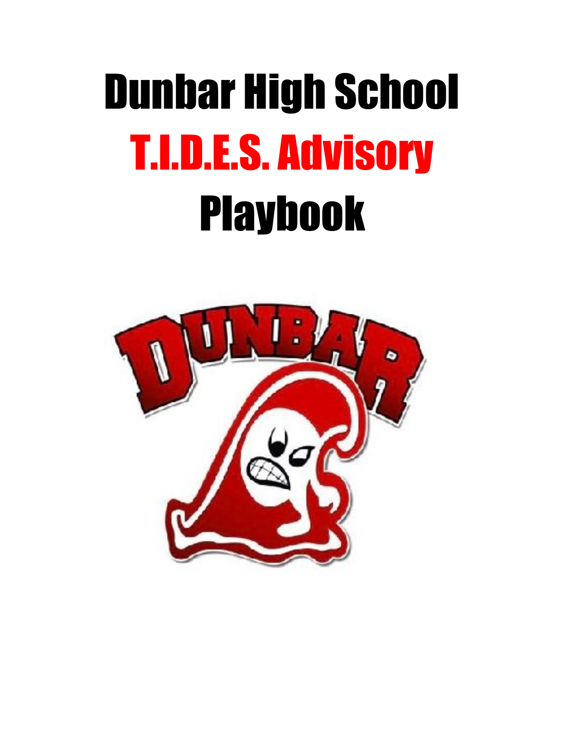# Dunbar High School

# T.I.D.E.S. Advisory

# Playbook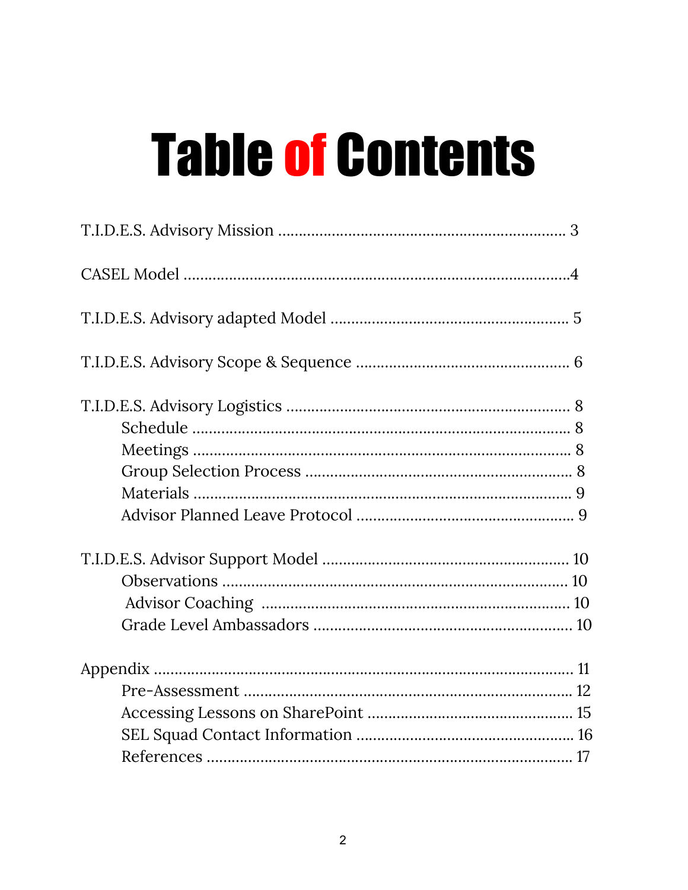# Table of Contents

T.I.D.E.S. Advisory Mission ........................................................................ 3

CASEL Model ..............................................................................................4

T.I.D.E.S. Advisory adapted Model ........................................................... 5

T.I.D.E.S. Advisory Scope & Sequence ...................................................... 6

T.I.D.E.S. Advisory Logistics ....................................................................... 8
- Schedule .............................................................................................. 8
- Meetings .............................................................................................. 8
- Group Selection Process .................................................................... 8
- Materials .............................................................................................. 9
- Advisor Planned Leave Protocol ....................................................... 9

T.I.D.E.S. Advisor Support Model ............................................................. 10
- Observations ...................................................................................... 10
- Advisor Coaching .............................................................................. 10
- Grade Level Ambassadors ................................................................. 10

Appendix ........................................................................................................ 11
- Pre-Assessment ................................................................................... 12
- Accessing Lessons on SharePoint ..................................................... 15
- SEL Squad Contact Information ........................................................ 16
- References ........................................................................................... 17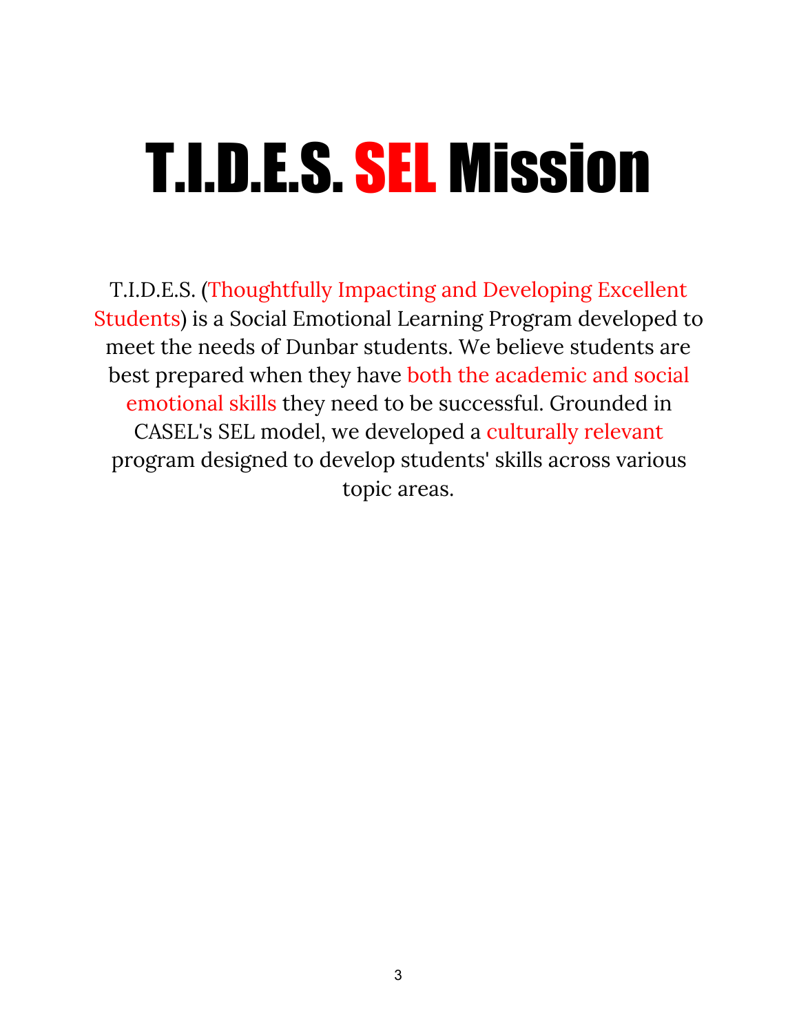# T.I.D.E.S. SEL Mission

T.I.D.E.S. (Thoughtfully Impacting and Developing Excellent Students) is a Social Emotional Learning Program developed to meet the needs of Dunbar students. We believe students are best prepared when they have both the academic and social emotional skills they need to be successful. Grounded in CASEL's SEL model, we developed a culturally relevant program designed to develop students' skills across various topic areas.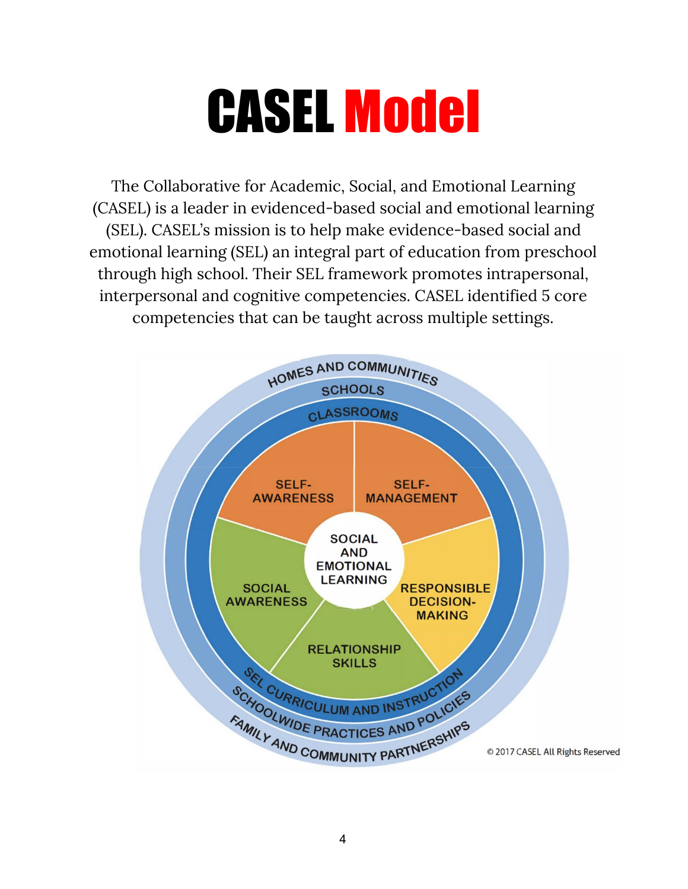# CASEL Model

The Collaborative for Academic, Social, and Emotional Learning (CASEL) is a leader in evidenced-based social and emotional learning (SEL). CASEL's mission is to help make evidence-based social and emotional learning (SEL) an integral part of education from preschool through high school. Their SEL framework promotes intrapersonal, interpersonal and cognitive competencies. CASEL identified 5 core competencies that can be taught across multiple settings.

HOMES AND COMMUNITIES
SCHOOLS
CLASSROOMS

SELF-AWARENESS
SELF-MANAGEMENT
SOCIAL AND EMOTIONAL LEARNING
SOCIAL AWARENESS
RESPONSIBLE DECISION-MAKING
RELATIONSHIP SKILLS

SEL CURRICULUM AND INSTRUCTION
SCHOOLWIDE PRACTICES AND POLICIES
FAMILY AND COMMUNITY PARTNERSHIPS

© 2017 CASEL All Rights Reserved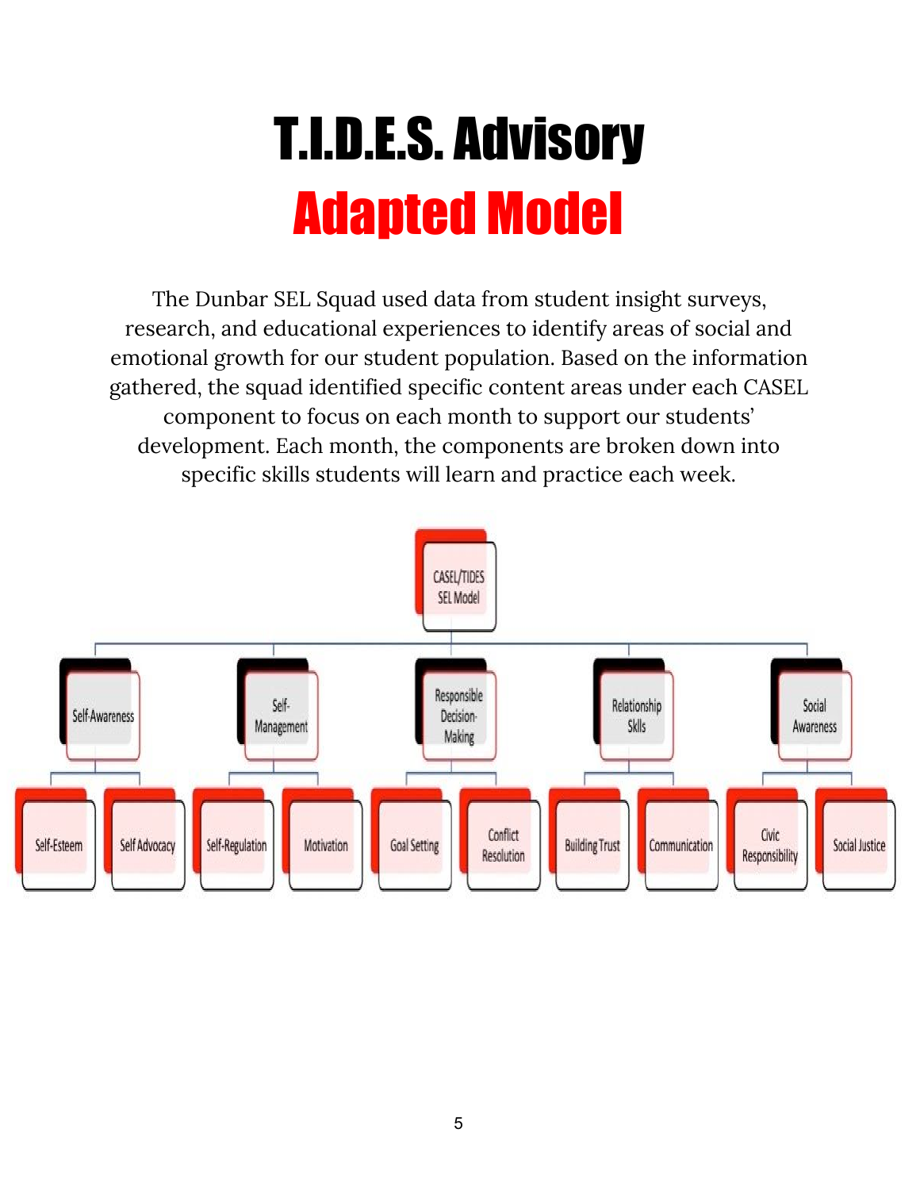# T.I.D.E.S. Advisory

## Adapted Model

The Dunbar SEL Squad used data from student insight surveys, research, and educational experiences to identify areas of social and emotional growth for our student population. Based on the information gathered, the squad identified specific content areas under each CASEL component to focus on each month to support our students' development. Each month, the components are broken down into specific skills students will learn and practice each week.

- CASEL/TIDES SEL Model
  - Self-Awareness
    - Self-Esteem
    - Self Advocacy
  - Self-Management
    - Self-Regulation
    - Motivation
  - Responsible Decision-Making
    - Goal Setting
    - Conflict Resolution
  - Relationship Skills
    - Building Trust
    - Communication
  - Social Awareness
    - Civic Responsibility
    - Social Justice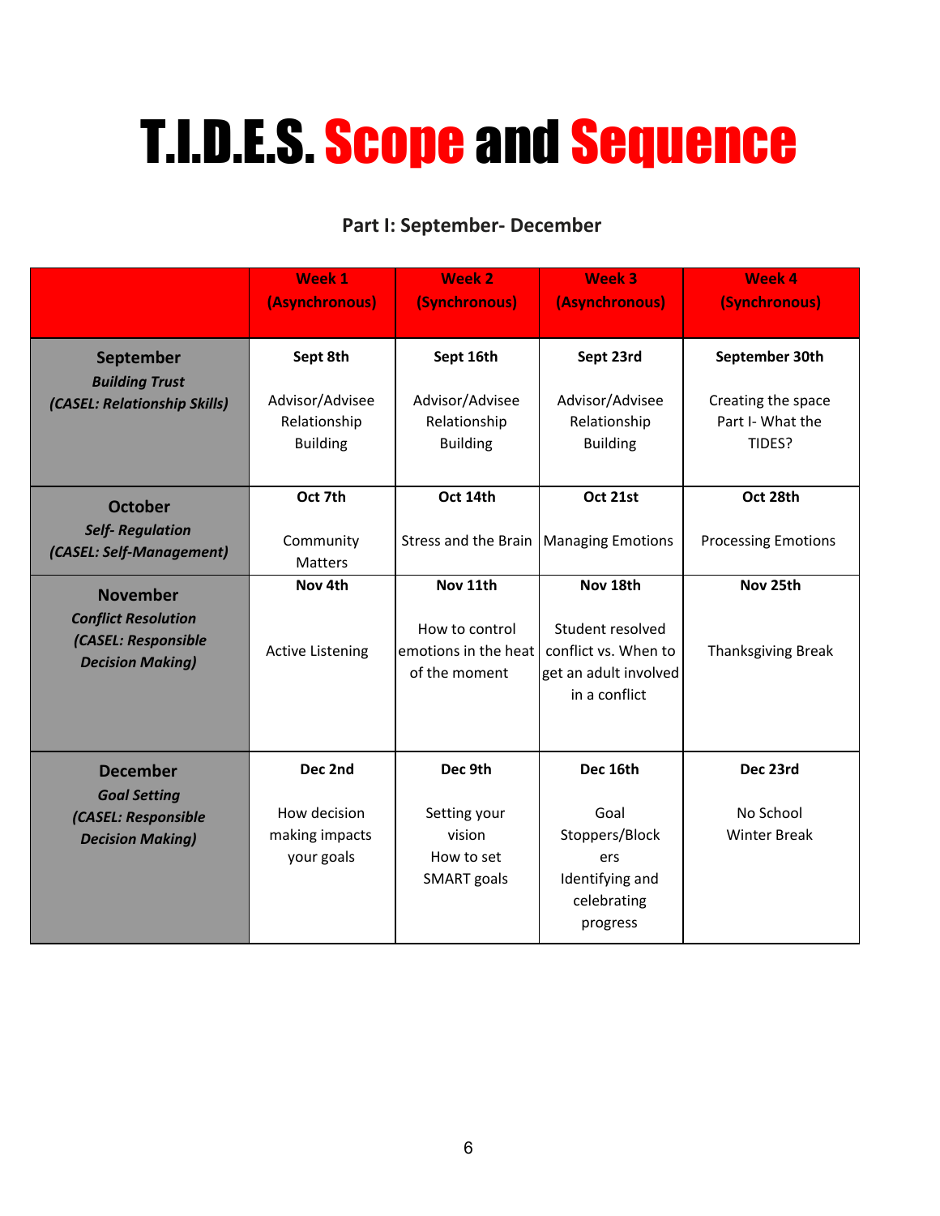# T.I.D.E.S. Scope and Sequence

## Part I: September- December

| | Week 1 (Asynchronous) | Week 2 (Synchronous) | Week 3 (Asynchronous) | Week 4 (Synchronous) |
|---|---|---|---|---|
| **September** ***Building Trust*** ***(CASEL: Relationship Skills)*** | **Sept 8th** Advisor/Advisee Relationship Building | **Sept 16th** Advisor/Advisee Relationship Building | **Sept 23rd** Advisor/Advisee Relationship Building | **September 30th** Creating the space Part I- What the TIDES? |
| **October** ***Self- Regulation*** ***(CASEL: Self-Management)*** | **Oct 7th** Community Matters | **Oct 14th** Stress and the Brain | **Oct 21st** Managing Emotions | **Oct 28th** Processing Emotions |
| **November** ***Conflict Resolution*** ***(CASEL: Responsible Decision Making)*** | **Nov 4th** Active Listening | **Nov 11th** How to control emotions in the heat of the moment | **Nov 18th** Student resolved conflict vs. When to get an adult involved in a conflict | **Nov 25th** Thanksgiving Break |
| **December** ***Goal Setting*** ***(CASEL: Responsible Decision Making)*** | **Dec 2nd** How decision making impacts your goals | **Dec 9th** Setting your vision How to set SMART goals | **Dec 16th** Goal Stoppers/Blockers Identifying and celebrating progress | **Dec 23rd** No School Winter Break |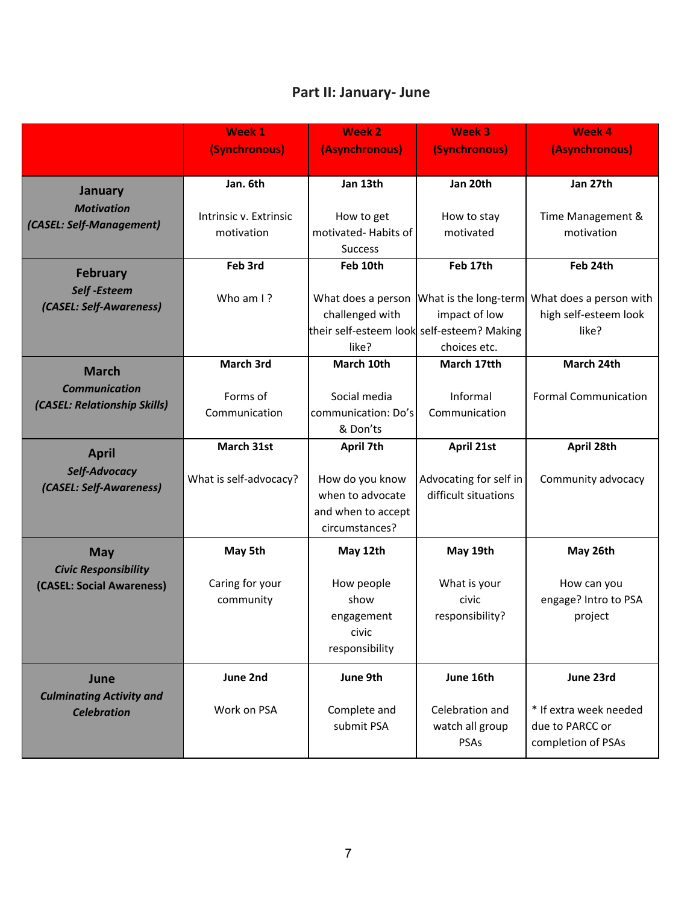## Part II: January- June

| | Week 1 (Synchronous) | Week 2 (Asynchronous) | Week 3 (Synchronous) | Week 4 (Asynchronous) |
|---|---|---|---|---|
| **January** ***Motivation*** ***(CASEL: Self-Management)*** | **Jan. 6th** Intrinsic v. Extrinsic motivation | **Jan 13th** How to get motivated- Habits of Success | **Jan 20th** How to stay motivated | **Jan 27th** Time Management & motivation |
| **February** ***Self -Esteem*** ***(CASEL: Self-Awareness)*** | **Feb 3rd** Who am I ? | **Feb 10th** What does a person challenged with their self-esteem look like? | **Feb 17th** What is the long-term impact of low self-esteem? Making choices etc. | **Feb 24th** What does a person with high self-esteem look like? |
| **March** ***Communication*** ***(CASEL: Relationship Skills)*** | **March 3rd** Forms of Communication | **March 10th** Social media communication: Do's & Don'ts | **March 17tth** Informal Communication | **March 24th** Formal Communication |
| **April** ***Self-Advocacy*** ***(CASEL: Self-Awareness)*** | **March 31st** What is self-advocacy? | **April 7th** How do you know when to advocate and when to accept circumstances? | **April 21st** Advocating for self in difficult situations | **April 28th** Community advocacy |
| **May** ***Civic Responsibility*** **(CASEL: Social Awareness)** | **May 5th** Caring for your community | **May 12th** How people show engagement civic responsibility | **May 19th** What is your civic responsibility? | **May 26th** How can you engage? Intro to PSA project |
| **June** ***Culminating Activity and Celebration*** | **June 2nd** Work on PSA | **June 9th** Complete and submit PSA | **June 16th** Celebration and watch all group PSAs | **June 23rd** * If extra week needed due to PARCC or completion of PSAs |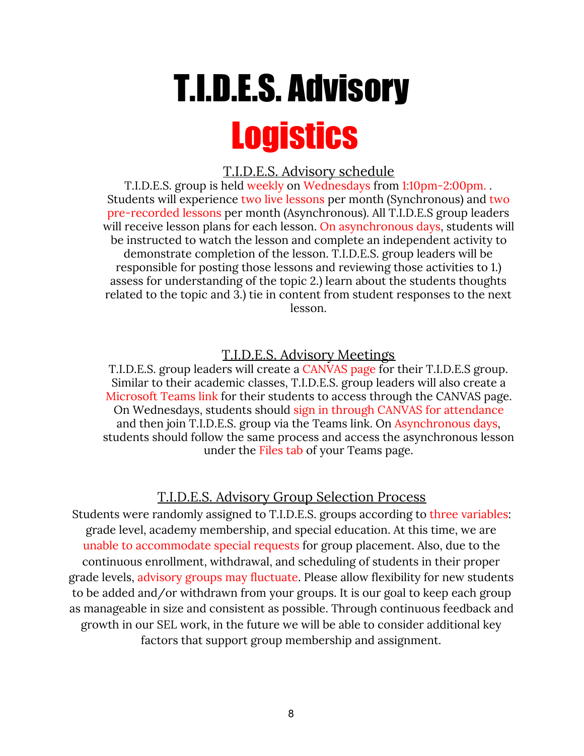# T.I.D.E.S. Advisory

# Logistics

## T.I.D.E.S. Advisory schedule

T.I.D.E.S. group is held weekly on Wednesdays from 1:10pm-2:00pm. . Students will experience two live lessons per month (Synchronous) and two pre-recorded lessons per month (Asynchronous). All T.I.D.E.S group leaders will receive lesson plans for each lesson. On asynchronous days, students will be instructed to watch the lesson and complete an independent activity to demonstrate completion of the lesson. T.I.D.E.S. group leaders will be responsible for posting those lessons and reviewing those activities to 1.) assess for understanding of the topic 2.) learn about the students thoughts related to the topic and 3.) tie in content from student responses to the next lesson.

## T.I.D.E.S. Advisory Meetings

T.I.D.E.S. group leaders will create a CANVAS page for their T.I.D.E.S group. Similar to their academic classes, T.I.D.E.S. group leaders will also create a Microsoft Teams link for their students to access through the CANVAS page. On Wednesdays, students should sign in through CANVAS for attendance and then join T.I.D.E.S. group via the Teams link. On Asynchronous days, students should follow the same process and access the asynchronous lesson under the Files tab of your Teams page.

## T.I.D.E.S. Advisory Group Selection Process

Students were randomly assigned to T.I.D.E.S. groups according to three variables: grade level, academy membership, and special education. At this time, we are unable to accommodate special requests for group placement. Also, due to the continuous enrollment, withdrawal, and scheduling of students in their proper grade levels, advisory groups may fluctuate. Please allow flexibility for new students to be added and/or withdrawn from your groups. It is our goal to keep each group as manageable in size and consistent as possible. Through continuous feedback and growth in our SEL work, in the future we will be able to consider additional key factors that support group membership and assignment.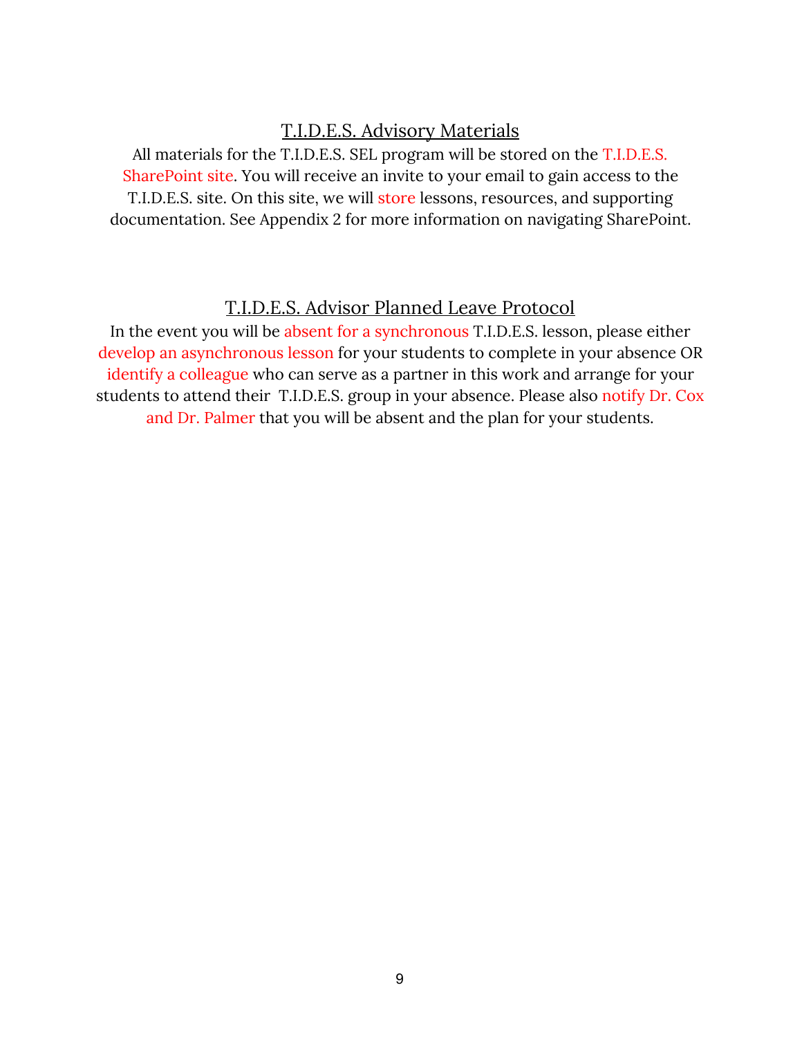## T.I.D.E.S. Advisory Materials

All materials for the T.I.D.E.S. SEL program will be stored on the T.I.D.E.S. SharePoint site. You will receive an invite to your email to gain access to the T.I.D.E.S. site. On this site, we will store lessons, resources, and supporting documentation. See Appendix 2 for more information on navigating SharePoint.

## T.I.D.E.S. Advisor Planned Leave Protocol

In the event you will be absent for a synchronous T.I.D.E.S. lesson, please either develop an asynchronous lesson for your students to complete in your absence OR identify a colleague who can serve as a partner in this work and arrange for your students to attend their T.I.D.E.S. group in your absence. Please also notify Dr. Cox and Dr. Palmer that you will be absent and the plan for your students.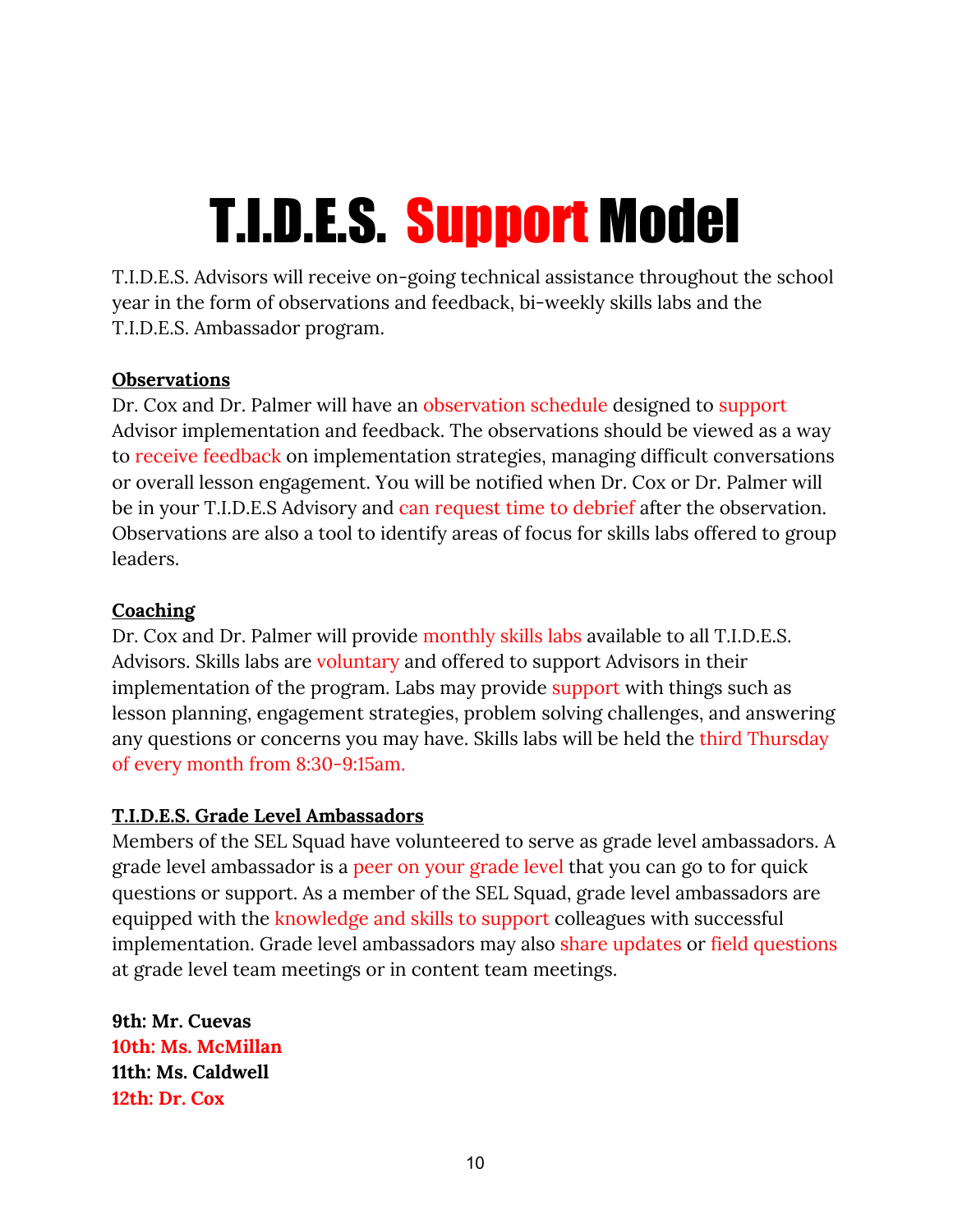# T.I.D.E.S. Support Model

T.I.D.E.S. Advisors will receive on-going technical assistance throughout the school year in the form of observations and feedback, bi-weekly skills labs and the T.I.D.E.S. Ambassador program.

## Observations

Dr. Cox and Dr. Palmer will have an observation schedule designed to support Advisor implementation and feedback. The observations should be viewed as a way to receive feedback on implementation strategies, managing difficult conversations or overall lesson engagement. You will be notified when Dr. Cox or Dr. Palmer will be in your T.I.D.E.S Advisory and can request time to debrief after the observation. Observations are also a tool to identify areas of focus for skills labs offered to group leaders.

## Coaching

Dr. Cox and Dr. Palmer will provide monthly skills labs available to all T.I.D.E.S. Advisors. Skills labs are voluntary and offered to support Advisors in their implementation of the program. Labs may provide support with things such as lesson planning, engagement strategies, problem solving challenges, and answering any questions or concerns you may have. Skills labs will be held the third Thursday of every month from 8:30-9:15am.

## T.I.D.E.S. Grade Level Ambassadors

Members of the SEL Squad have volunteered to serve as grade level ambassadors. A grade level ambassador is a peer on your grade level that you can go to for quick questions or support. As a member of the SEL Squad, grade level ambassadors are equipped with the knowledge and skills to support colleagues with successful implementation. Grade level ambassadors may also share updates or field questions at grade level team meetings or in content team meetings.

**9th: Mr. Cuevas**
**10th: Ms. McMillan**
**11th: Ms. Caldwell**
**12th: Dr. Cox**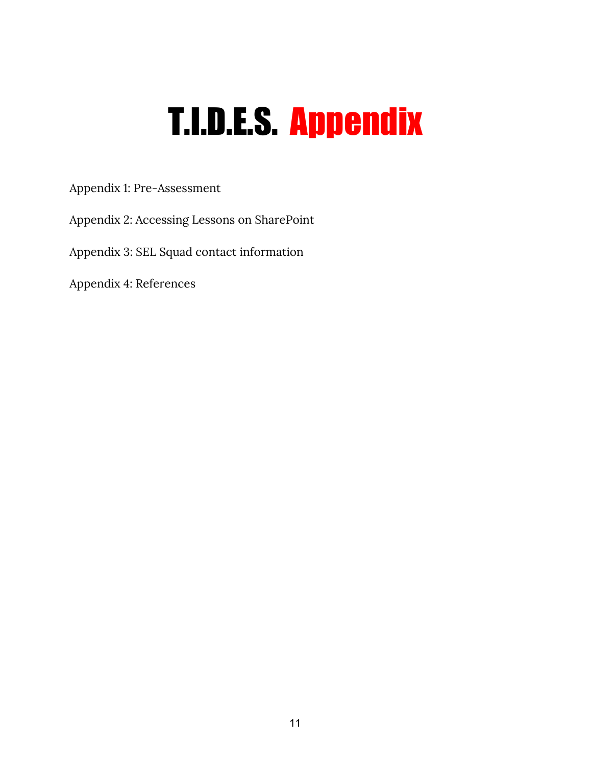# T.I.D.E.S. Appendix

Appendix 1: Pre-Assessment

Appendix 2: Accessing Lessons on SharePoint

Appendix 3: SEL Squad contact information

Appendix 4: References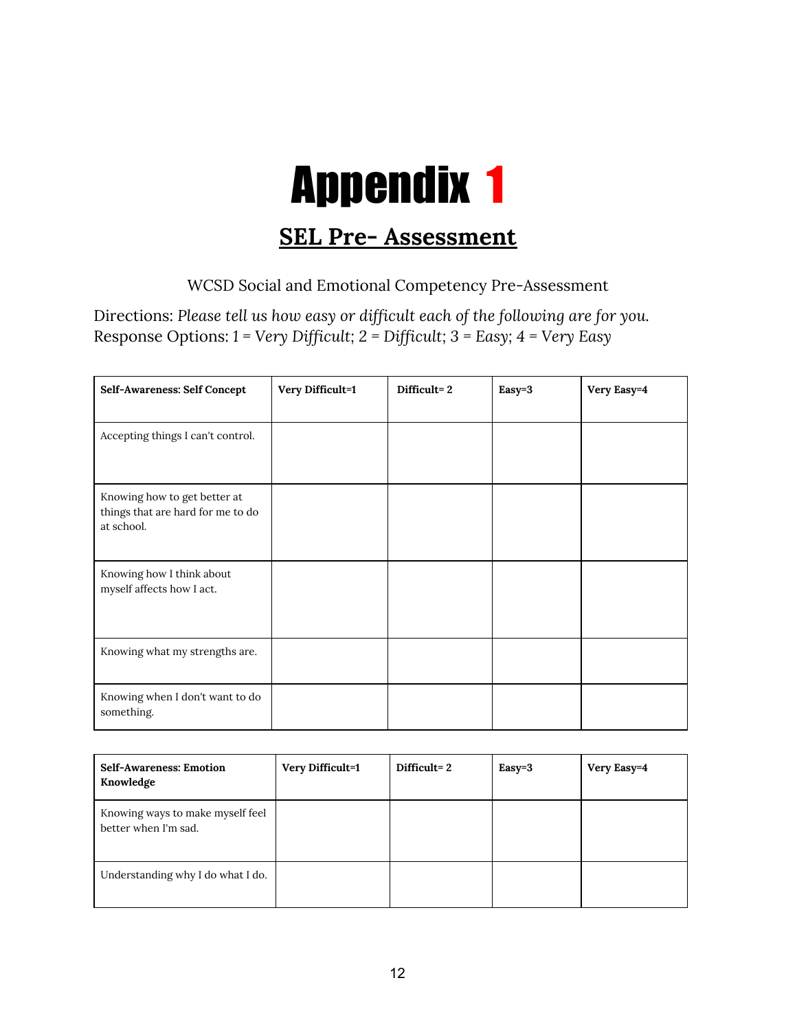# Appendix 1

## SEL Pre- Assessment

WCSD Social and Emotional Competency Pre-Assessment

Directions: *Please tell us how easy or difficult each of the following are for you.*
Response Options: 1 = *Very Difficult*; 2 = *Difficult*; 3 = *Easy*; 4 = *Very Easy*

| Self-Awareness: Self Concept | Very Difficult=1 | Difficult= 2 | Easy=3 | Very Easy=4 |
|---|---|---|---|---|
| Accepting things I can't control. | | | | |
| Knowing how to get better at things that are hard for me to do at school. | | | | |
| Knowing how I think about myself affects how I act. | | | | |
| Knowing what my strengths are. | | | | |
| Knowing when I don't want to do something. | | | | |

| Self-Awareness: Emotion Knowledge | Very Difficult=1 | Difficult= 2 | Easy=3 | Very Easy=4 |
|---|---|---|---|---|
| Knowing ways to make myself feel better when I'm sad. | | | | |
| Understanding why I do what I do. | | | | |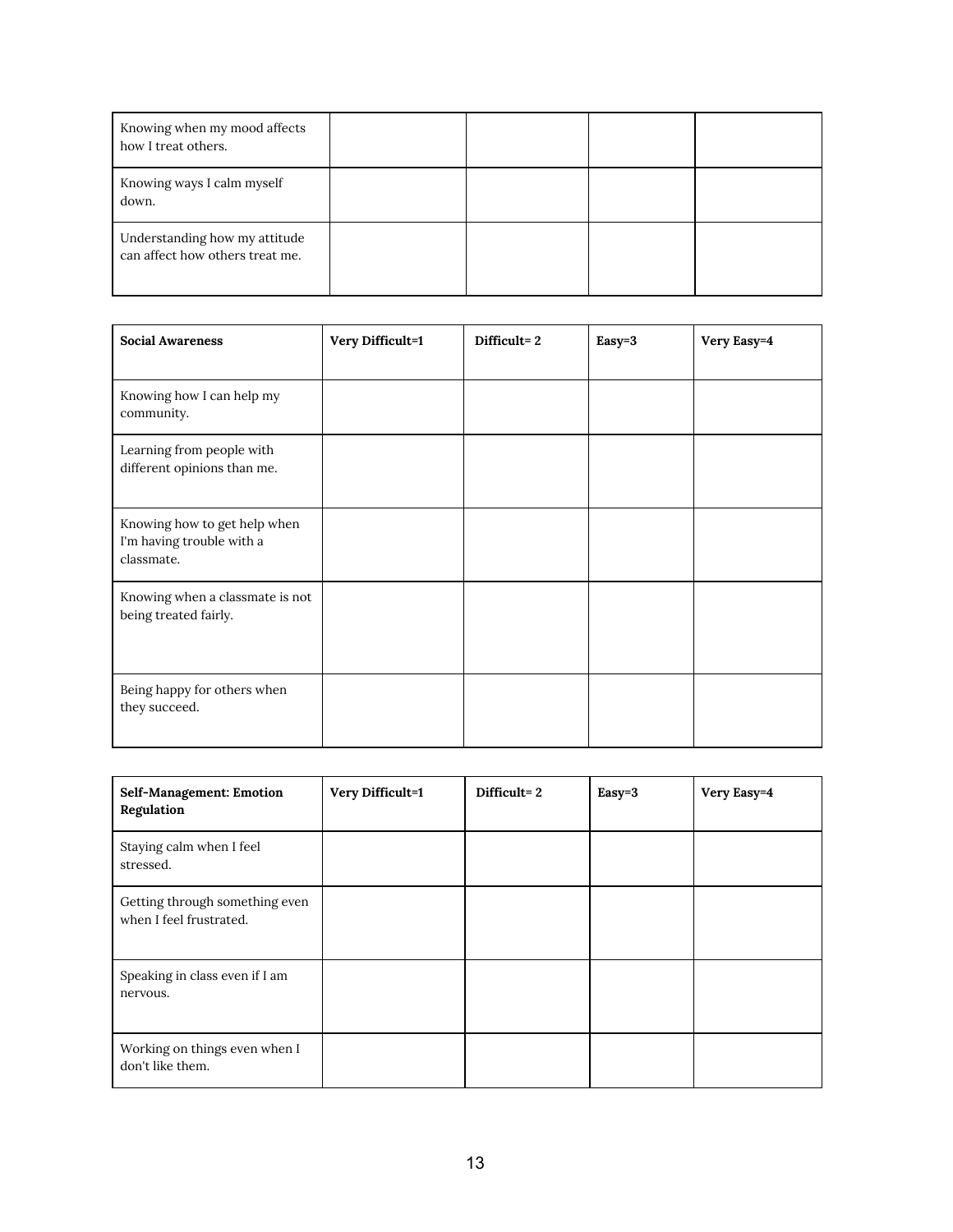| | | | | |
|---|---|---|---|---|
| Knowing when my mood affects how I treat others. | | | | |
| Knowing ways I calm myself down. | | | | |
| Understanding how my attitude can affect how others treat me. | | | | |

| **Social Awareness** | **Very Difficult=1** | **Difficult= 2** | **Easy=3** | **Very Easy=4** |
|---|---|---|---|---|
| Knowing how I can help my community. | | | | |
| Learning from people with different opinions than me. | | | | |
| Knowing how to get help when I'm having trouble with a classmate. | | | | |
| Knowing when a classmate is not being treated fairly. | | | | |
| Being happy for others when they succeed. | | | | |

| **Self-Management: Emotion Regulation** | **Very Difficult=1** | **Difficult= 2** | **Easy=3** | **Very Easy=4** |
|---|---|---|---|---|
| Staying calm when I feel stressed. | | | | |
| Getting through something even when I feel frustrated. | | | | |
| Speaking in class even if I am nervous. | | | | |
| Working on things even when I don't like them. | | | | |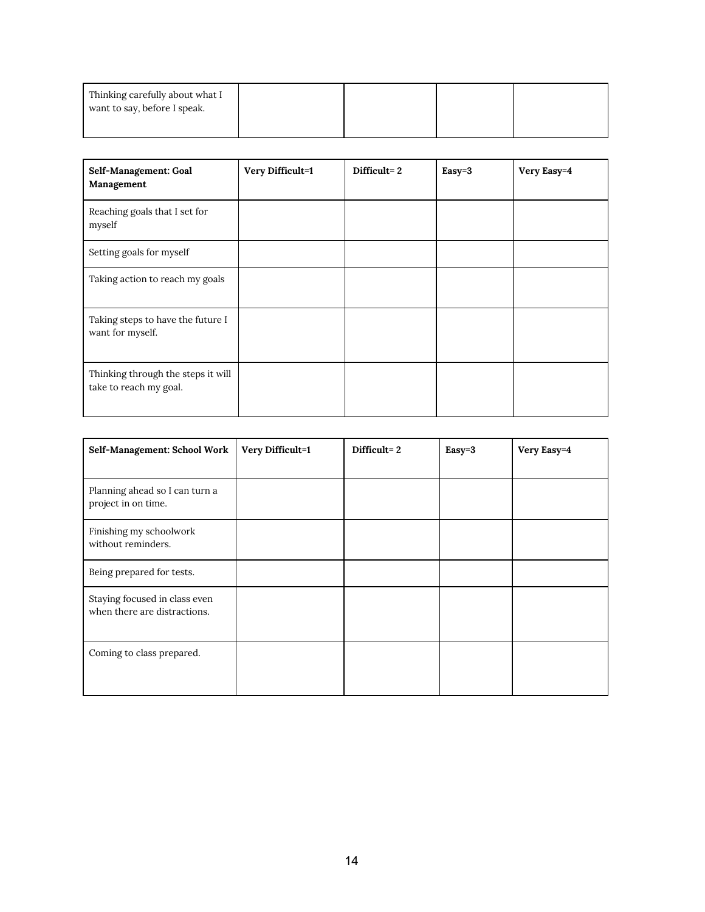| | | | | |
|---|---|---|---|---|
| Thinking carefully about what I want to say, before I speak. | | | | |

| Self-Management: Goal Management | Very Difficult=1 | Difficult= 2 | Easy=3 | Very Easy=4 |
|---|---|---|---|---|
| Reaching goals that I set for myself | | | | |
| Setting goals for myself | | | | |
| Taking action to reach my goals | | | | |
| Taking steps to have the future I want for myself. | | | | |
| Thinking through the steps it will take to reach my goal. | | | | |

| Self-Management: School Work | Very Difficult=1 | Difficult= 2 | Easy=3 | Very Easy=4 |
|---|---|---|---|---|
| Planning ahead so I can turn a project in on time. | | | | |
| Finishing my schoolwork without reminders. | | | | |
| Being prepared for tests. | | | | |
| Staying focused in class even when there are distractions. | | | | |
| Coming to class prepared. | | | | |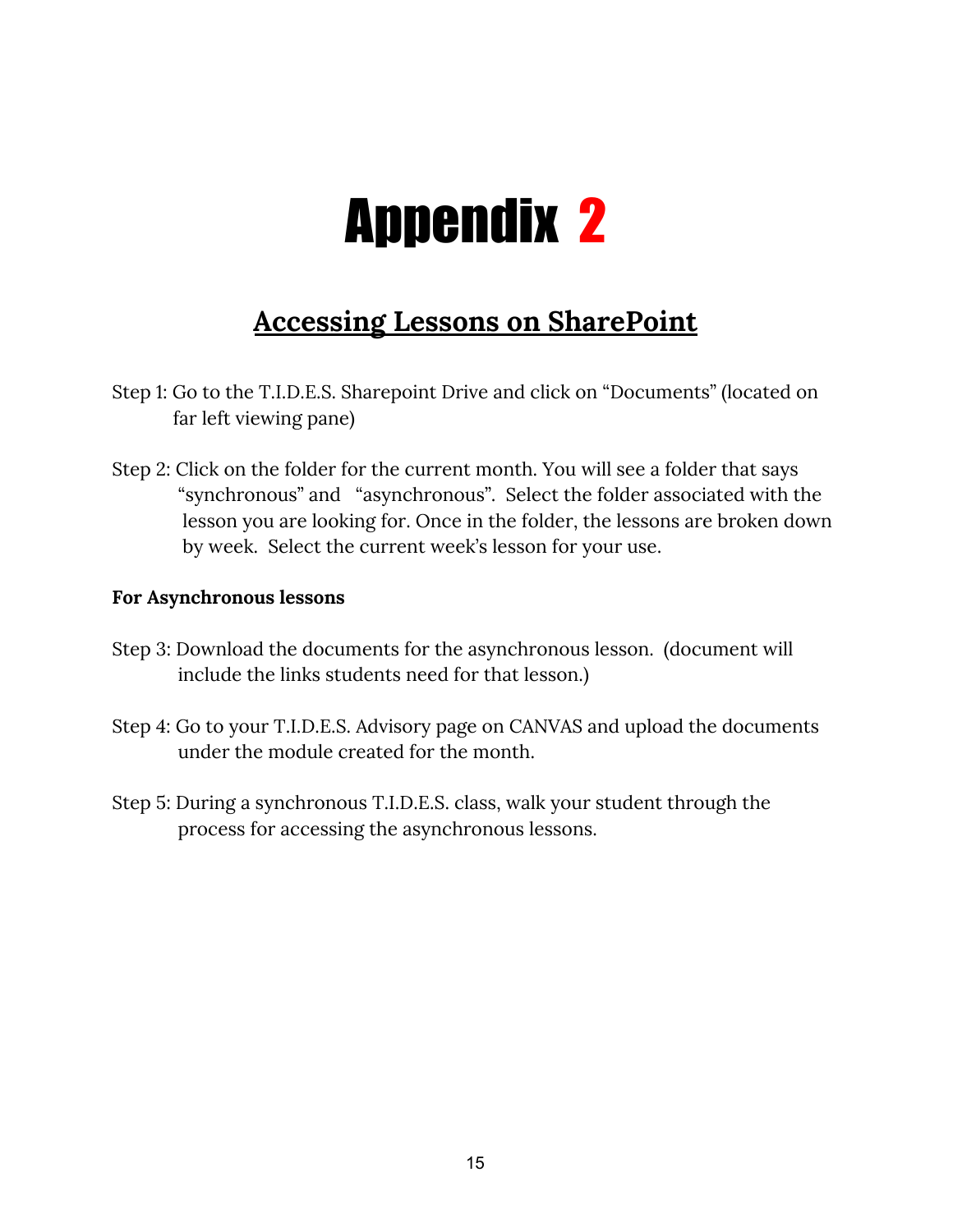# Appendix 2

## Accessing Lessons on SharePoint

Step 1: Go to the T.I.D.E.S. Sharepoint Drive and click on "Documents" (located on far left viewing pane)

Step 2: Click on the folder for the current month. You will see a folder that says "synchronous" and "asynchronous". Select the folder associated with the lesson you are looking for. Once in the folder, the lessons are broken down by week. Select the current week's lesson for your use.

**For Asynchronous lessons**

Step 3: Download the documents for the asynchronous lesson. (document will include the links students need for that lesson.)

Step 4: Go to your T.I.D.E.S. Advisory page on CANVAS and upload the documents under the module created for the month.

Step 5: During a synchronous T.I.D.E.S. class, walk your student through the process for accessing the asynchronous lessons.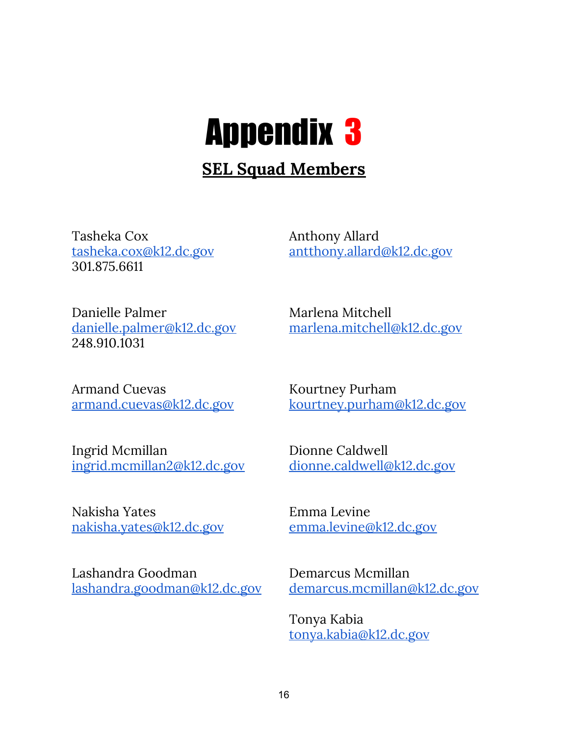# Appendix 3

## SEL Squad Members

Tasheka Cox
tasheka.cox@k12.dc.gov
301.875.6611

Anthony Allard
antthony.allard@k12.dc.gov

Danielle Palmer
danielle.palmer@k12.dc.gov
248.910.1031

Marlena Mitchell
marlena.mitchell@k12.dc.gov

Armand Cuevas
armand.cuevas@k12.dc.gov

Kourtney Purham
kourtney.purham@k12.dc.gov

Ingrid Mcmillan
ingrid.mcmillan2@k12.dc.gov

Dionne Caldwell
dionne.caldwell@k12.dc.gov

Nakisha Yates
nakisha.yates@k12.dc.gov

Emma Levine
emma.levine@k12.dc.gov

Lashandra Goodman
lashandra.goodman@k12.dc.gov

Demarcus Mcmillan
demarcus.mcmillan@k12.dc.gov

Tonya Kabia
tonya.kabia@k12.dc.gov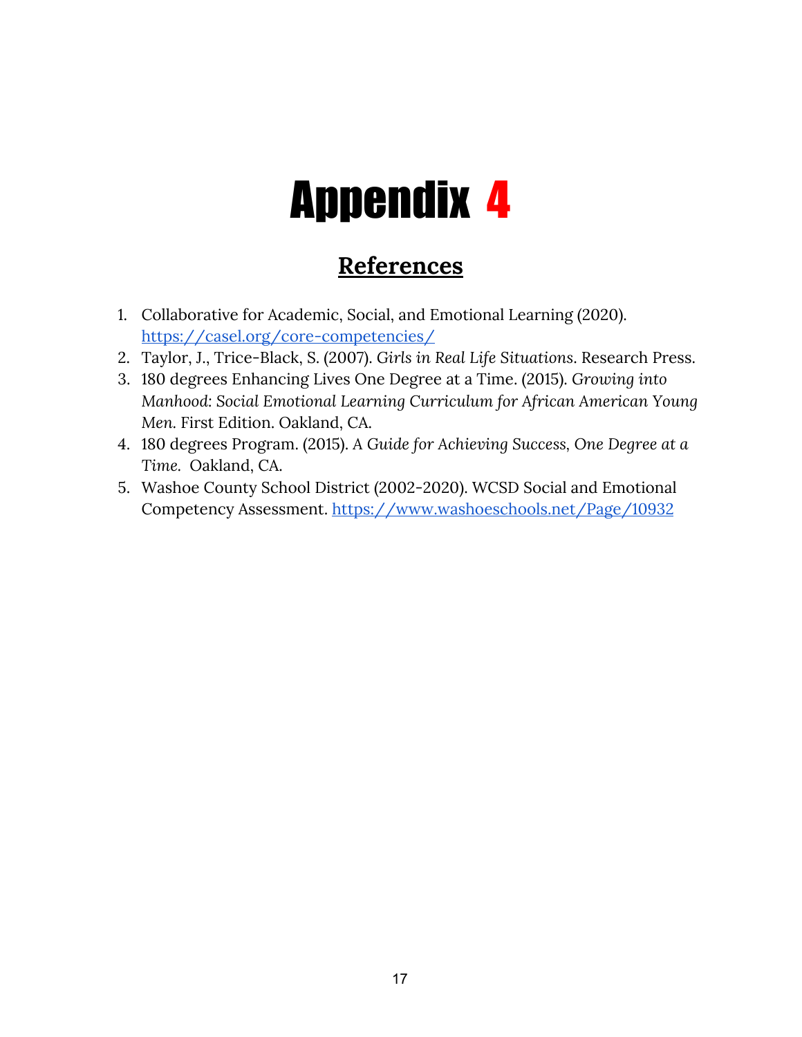# Appendix 4

## References

1. Collaborative for Academic, Social, and Emotional Learning (2020). [https://casel.org/core-competencies/](https://casel.org/core-competencies/)
2. Taylor, J., Trice-Black, S. (2007). *Girls in Real Life Situations*. Research Press.
3. 180 degrees Enhancing Lives One Degree at a Time. (2015). *Growing into Manhood: Social Emotional Learning Curriculum for African American Young Men.* First Edition. Oakland, CA.
4. 180 degrees Program. (2015). *A Guide for Achieving Success, One Degree at a Time.* Oakland, CA.
5. Washoe County School District (2002-2020). WCSD Social and Emotional Competency Assessment. [https://www.washoeschools.net/Page/10932](https://www.washoeschools.net/Page/10932)